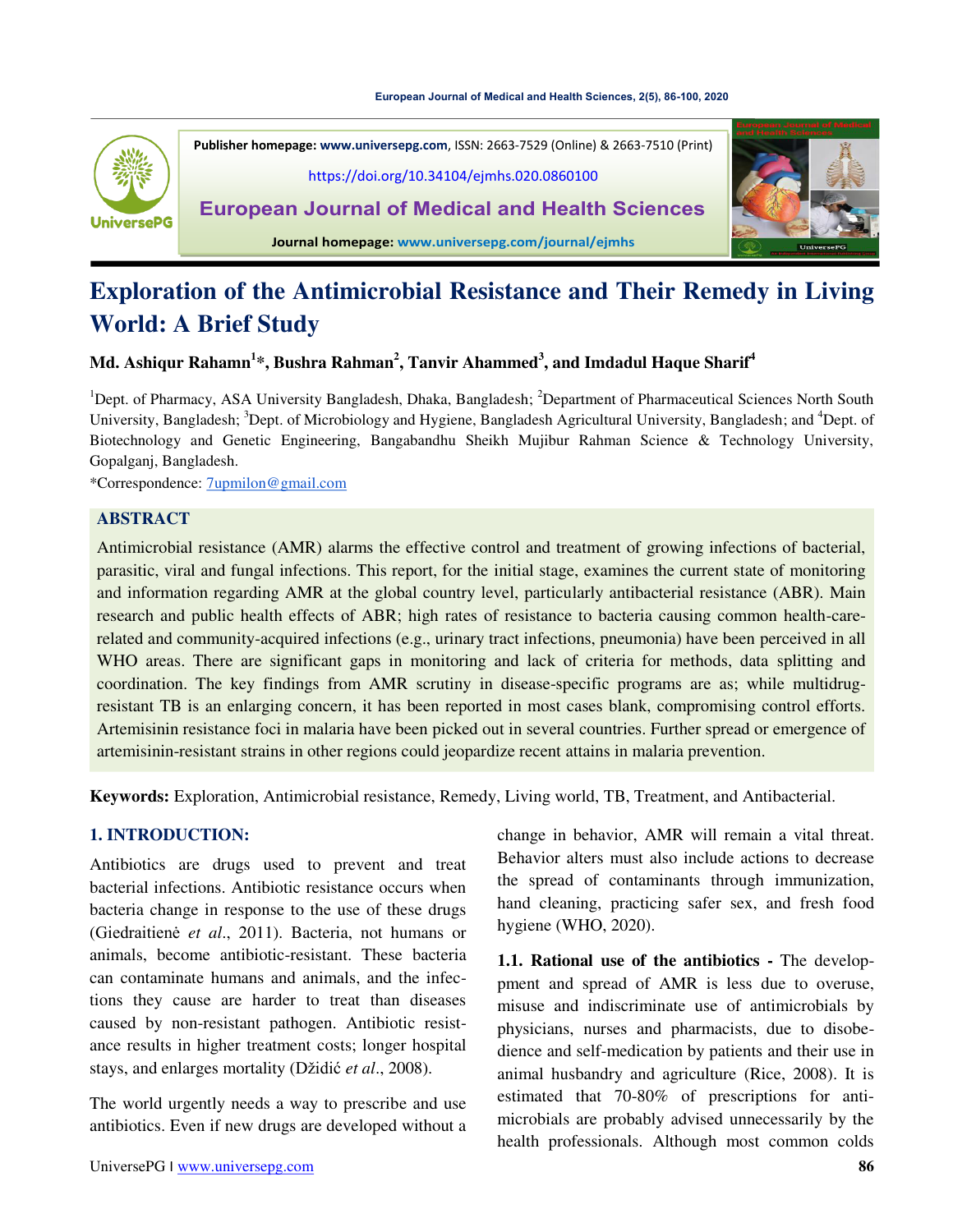Publisher homepage: www.universepg.com, ISSN: 2663-7529 (Online) & 2663-7510 (Print)

https://doi.org/10.34104/ejmhs.020.0860100

**European Journal of Medical and Health Sciences**

Journal homepage: www.universepg.com/journal/ejmhs

# Exploration of the Antimicrobial Resistance and Their Remedy in Living World: A Brief Study

**Md. Ashiqur Rahamn[1]\*, Bushra Rahman[2], Tanvir Ahammed[3], and Imdadul Haque Sharif[4]**

[1]Dept. of Pharmacy, ASA University Bangladesh, Dhaka, Bangladesh; [2]Department of Pharmaceutical Sciences North South University, Bangladesh; [3]Dept. of Microbiology and Hygiene, Bangladesh Agricultural University, Bangladesh; and [4]Dept. of Biotechnology and Genetic Engineering, Bangabandhu Sheikh Mujibur Rahman Science & Technology University, Gopalganj, Bangladesh.

\*Correspondence: 7upmilon@gmail.com

## ABSTRACT

Antimicrobial resistance (AMR) alarms the effective control and treatment of growing infections of bacterial, parasitic, viral and fungal infections. This report, for the initial stage, examines the current state of monitoring and information regarding AMR at the global country level, particularly antibacterial resistance (ABR). Main research and public health effects of ABR; high rates of resistance to bacteria causing common health-care-related and community-acquired infections (e.g., urinary tract infections, pneumonia) have been perceived in all WHO areas. There are significant gaps in monitoring and lack of criteria for methods, data splitting and coordination. The key findings from AMR scrutiny in disease-specific programs are as; while multidrug-resistant TB is an enlarging concern, it has been reported in most cases blank, compromising control efforts. Artemisinin resistance foci in malaria have been picked out in several countries. Further spread or emergence of artemisinin-resistant strains in other regions could jeopardize recent attains in malaria prevention.

**Keywords:** Exploration, Antimicrobial resistance, Remedy, Living world, TB, Treatment, and Antibacterial.

## 1. INTRODUCTION:

Antibiotics are drugs used to prevent and treat bacterial infections. Antibiotic resistance occurs when bacteria change in response to the use of these drugs (Giedraitienė *et al*., 2011). Bacteria, not humans or animals, become antibiotic-resistant. These bacteria can contaminate humans and animals, and the infections they cause are harder to treat than diseases caused by non-resistant pathogen. Antibiotic resistance results in higher treatment costs; longer hospital stays, and enlarges mortality (Džidić *et al*., 2008).

The world urgently needs a way to prescribe and use antibiotics. Even if new drugs are developed without a change in behavior, AMR will remain a vital threat. Behavior alters must also include actions to decrease the spread of contaminants through immunization, hand cleaning, practicing safer sex, and fresh food hygiene (WHO, 2020).

**1.1. Rational use of the antibiotics -** The developpment and spread of AMR is less due to overuse, misuse and indiscriminate use of antimicrobials by physicians, nurses and pharmacists, due to disobedience and self-medication by patients and their use in animal husbandry and agriculture (Rice, 2008). It is estimated that 70-80% of prescriptions for antimicrobials are probably advised unnecessarily by the health professionals. Although most common colds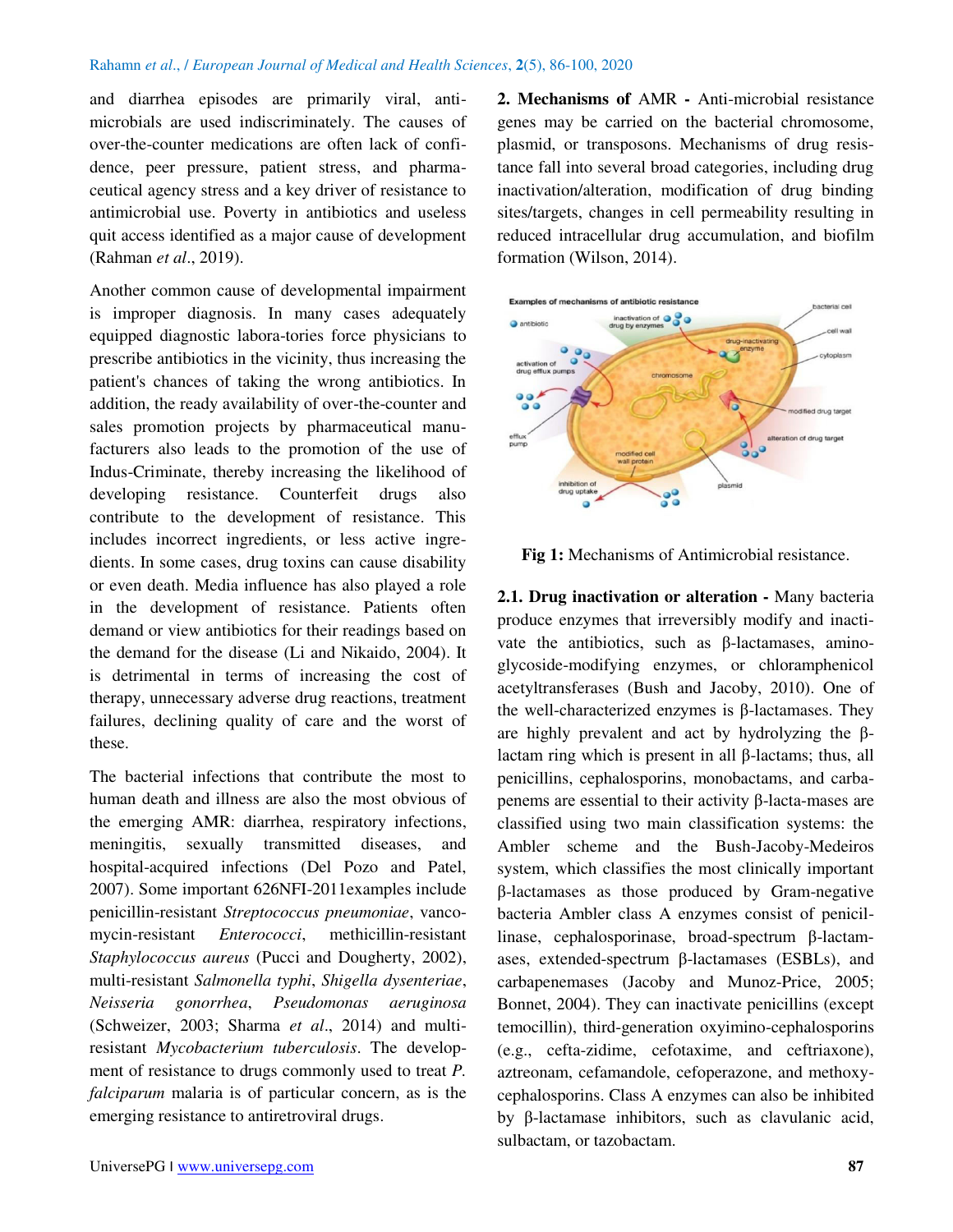and diarrhea episodes are primarily viral, antimicrobials are used indiscriminately. The causes of over-the-counter medications are often lack of confidence, peer pressure, patient stress, and pharmaceutical agency stress and a key driver of resistance to antimicrobial use. Poverty in antibiotics and useless quit access identified as a major cause of development (Rahman *et al*., 2019).

Another common cause of developmental impairment is improper diagnosis. In many cases adequately equipped diagnostic labora-tories force physicians to prescribe antibiotics in the vicinity, thus increasing the patient's chances of taking the wrong antibiotics. In addition, the ready availability of over-the-counter and sales promotion projects by pharmaceutical manufacturers also leads to the promotion of the use of Indus-Criminate, thereby increasing the likelihood of developing resistance. Counterfeit drugs also contribute to the development of resistance. This includes incorrect ingredients, or less active ingredients. In some cases, drug toxins can cause disability or even death. Media influence has also played a role in the development of resistance. Patients often demand or view antibiotics for their readings based on the demand for the disease (Li and Nikaido, 2004). It is detrimental in terms of increasing the cost of therapy, unnecessary adverse drug reactions, treatment failures, declining quality of care and the worst of these.

The bacterial infections that contribute the most to human death and illness are also the most obvious of the emerging AMR: diarrhea, respiratory infections, meningitis, sexually transmitted diseases, and hospital-acquired infections (Del Pozo and Patel, 2007). Some important 626NFI-2011examples include penicillin-resistant *Streptococcus pneumoniae*, vancomycin-resistant *Enterococci*, methicillin-resistant *Staphylococcus aureus* (Pucci and Dougherty, 2002), multi-resistant *Salmonella typhi*, *Shigella dysenteriae*, *Neisseria gonorrhea*, *Pseudomonas aeruginosa* (Schweizer, 2003; Sharma *et al*., 2014) and multi-resistant *Mycobacterium tuberculosis*. The development of resistance to drugs commonly used to treat *P. falciparum* malaria is of particular concern, as is the emerging resistance to antiretroviral drugs.

**2. Mechanisms of** AMR **-** Anti-microbial resistance genes may be carried on the bacterial chromosome, plasmid, or transposons. Mechanisms of drug resistance fall into several broad categories, including drug inactivation/alteration, modification of drug binding sites/targets, changes in cell permeability resulting in reduced intracellular drug accumulation, and biofilm formation (Wilson, 2014).

**Fig 1:** Mechanisms of Antimicrobial resistance.

**2.1. Drug inactivation or alteration -** Many bacteria produce enzymes that irreversibly modify and inactivate the antibiotics, such as β-lactamases, aminoglycoside-modifying enzymes, or chloramphenicol acetyltransferases (Bush and Jacoby, 2010). One of the well-characterized enzymes is β-lactamases. They are highly prevalent and act by hydrolyzing the β-lactam ring which is present in all β-lactams; thus, all penicillins, cephalosporins, monobactams, and carbapenems are essential to their activity β-lacta-mases are classified using two main classification systems: the Ambler scheme and the Bush-Jacoby-Medeiros system, which classifies the most clinically important β-lactamases as those produced by Gram-negative bacteria Ambler class A enzymes consist of penicillinase, cephalosporinase, broad-spectrum β-lactamases, extended-spectrum β-lactamases (ESBLs), and carbapenemases (Jacoby and Munoz-Price, 2005; Bonnet, 2004). They can inactivate penicillins (except temocillin), third-generation oxyimino-cephalosporins (e.g., cefta-zidime, cefotaxime, and ceftriaxone), aztreonam, cefamandole, cefoperazone, and methoxy-cephalosporins. Class A enzymes can also be inhibited by β-lactamase inhibitors, such as clavulanic acid, sulbactam, or tazobactam.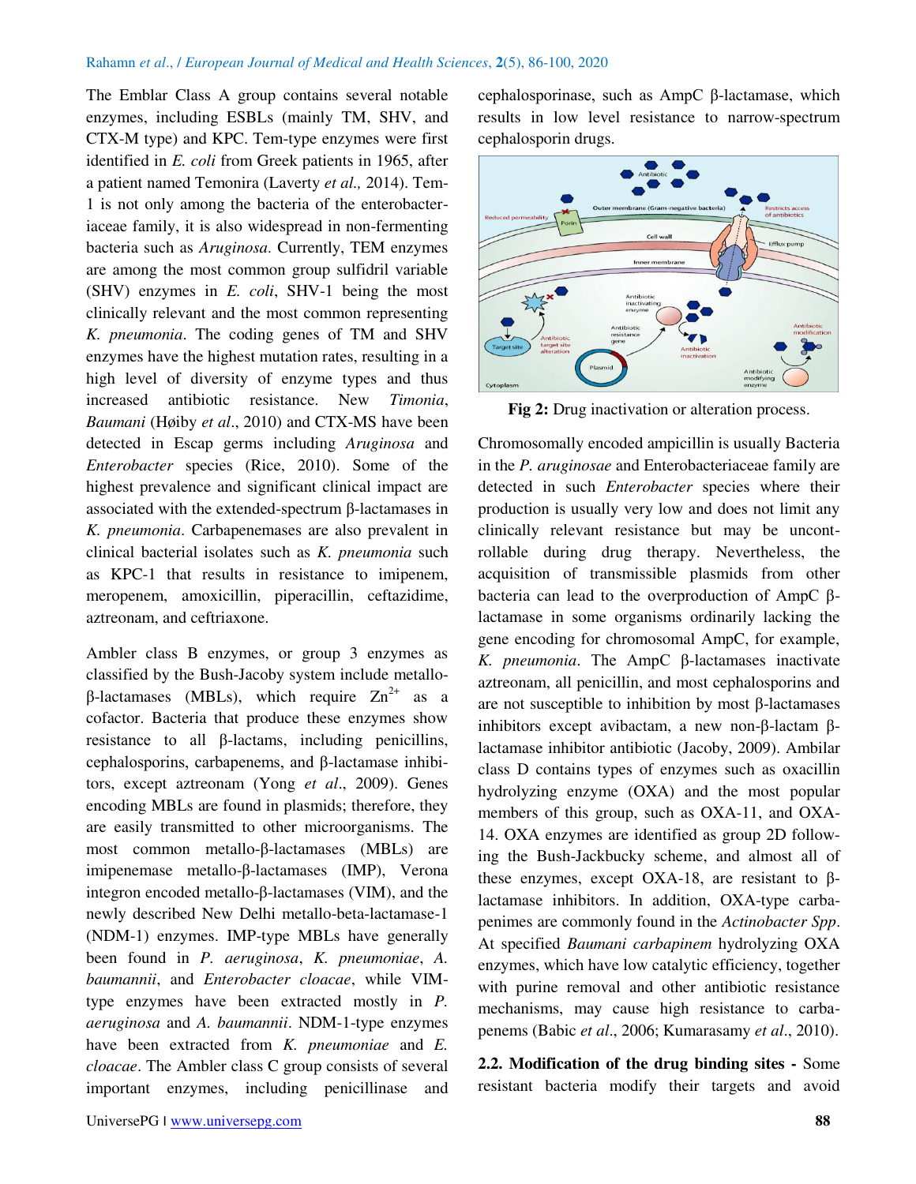The Emblar Class A group contains several notable enzymes, including ESBLs (mainly TM, SHV, and CTX-M type) and KPC. Tem-type enzymes were first identified in *E. coli* from Greek patients in 1965, after a patient named Temonira (Laverty *et al.,* 2014). Tem-1 is not only among the bacteria of the enterobacteriaceae family, it is also widespread in non-fermenting bacteria such as *Aruginosa*. Currently, TEM enzymes are among the most common group sulfidril variable (SHV) enzymes in *E. coli*, SHV-1 being the most clinically relevant and the most common representing *K. pneumonia*. The coding genes of TM and SHV enzymes have the highest mutation rates, resulting in a high level of diversity of enzyme types and thus increased antibiotic resistance. New *Timonia*, *Baumani* (Høiby *et al*., 2010) and CTX-MS have been detected in Escap germs including *Aruginosa* and *Enterobacter* species (Rice, 2010). Some of the highest prevalence and significant clinical impact are associated with the extended-spectrum β-lactamases in *K. pneumonia*. Carbapenemases are also prevalent in clinical bacterial isolates such as *K. pneumonia* such as KPC-1 that results in resistance to imipenem, meropenem, amoxicillin, piperacillin, ceftazidime, aztreonam, and ceftriaxone.

Ambler class B enzymes, or group 3 enzymes as classified by the Bush-Jacoby system include metallo-β-lactamases (MBLs), which require $Zn^{2+}$ as a cofactor. Bacteria that produce these enzymes show resistance to all β-lactams, including penicillins, cephalosporins, carbapenems, and β-lactamase inhibitors, except aztreonam (Yong *et al*., 2009). Genes encoding MBLs are found in plasmids; therefore, they are easily transmitted to other microorganisms. The most common metallo-β-lactamases (MBLs) are imipenemase metallo-β-lactamases (IMP), Verona integron encoded metallo-β-lactamases (VIM), and the newly described New Delhi metallo-beta-lactamase-1 (NDM-1) enzymes. IMP-type MBLs have generally been found in *P. aeruginosa*, *K. pneumoniae*, *A. baumannii*, and *Enterobacter cloacae*, while VIM-type enzymes have been extracted mostly in *P. aeruginosa* and *A. baumannii*. NDM-1-type enzymes have been extracted from *K. pneumoniae* and *E. cloacae*. The Ambler class C group consists of several important enzymes, including penicillinase and cephalosporinase, such as AmpC β-lactamase, which results in low level resistance to narrow-spectrum cephalosporin drugs.

**Fig 2:** Drug inactivation or alteration process.

Chromosomally encoded ampicillin is usually Bacteria in the *P. aruginosae* and Enterobacteriaceae family are detected in such *Enterobacter* species where their production is usually very low and does not limit any clinically relevant resistance but may be uncontrollable during drug therapy. Nevertheless, the acquisition of transmissible plasmids from other bacteria can lead to the overproduction of AmpC β-lactamase in some organisms ordinarily lacking the gene encoding for chromosomal AmpC, for example, *K. pneumonia*. The AmpC β-lactamases inactivate aztreonam, all penicillin, and most cephalosporins and are not susceptible to inhibition by most β-lactamases inhibitors except avibactam, a new non-β-lactam β-lactamase inhibitor antibiotic (Jacoby, 2009). Ambilar class D contains types of enzymes such as oxacillin hydrolyzing enzyme (OXA) and the most popular members of this group, such as OXA-11, and OXA-14. OXA enzymes are identified as group 2D following the Bush-Jackbucky scheme, and almost all of these enzymes, except OXA-18, are resistant to β-lactamase inhibitors. In addition, OXA-type carbapenimes are commonly found in the *Actinobacter Spp*. At specified *Baumani carbapinem* hydrolyzing OXA enzymes, which have low catalytic efficiency, together with purine removal and other antibiotic resistance mechanisms, may cause high resistance to carbapenems (Babic *et al*., 2006; Kumarasamy *et al*., 2010).

**2.2. Modification of the drug binding sites -** Some resistant bacteria modify their targets and avoid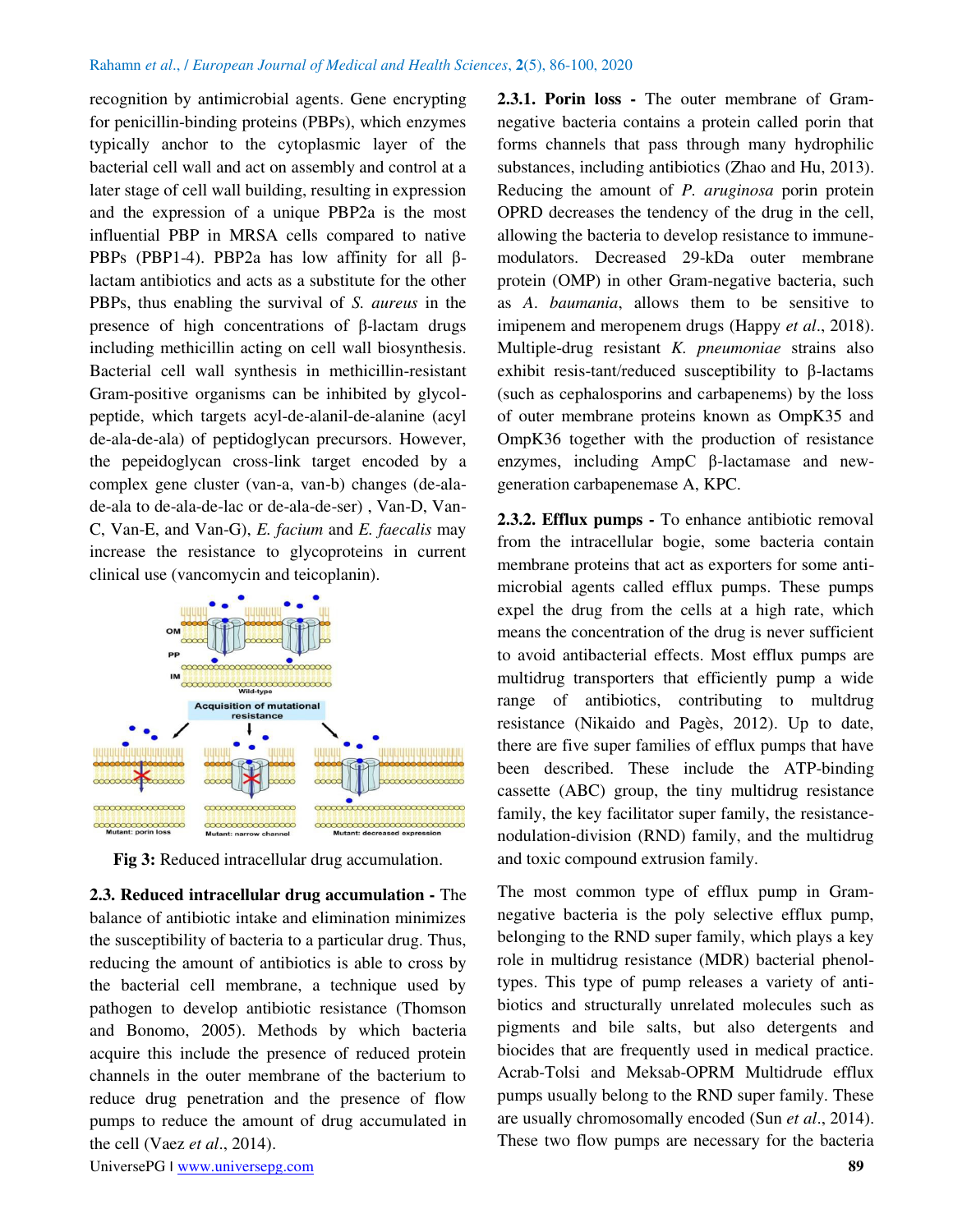recognition by antimicrobial agents. Gene encrypting for penicillin-binding proteins (PBPs), which enzymes typically anchor to the cytoplasmic layer of the bacterial cell wall and act on assembly and control at a later stage of cell wall building, resulting in expression and the expression of a unique PBP2a is the most influential PBP in MRSA cells compared to native PBPs (PBP1-4). PBP2a has low affinity for all β-lactam antibiotics and acts as a substitute for the other PBPs, thus enabling the survival of *S. aureus* in the presence of high concentrations of β-lactam drugs including methicillin acting on cell wall biosynthesis. Bacterial cell wall synthesis in methicillin-resistant Gram-positive organisms can be inhibited by glycol-peptide, which targets acyl-de-alanil-de-alanine (acyl de-ala-de-ala) of peptidoglycan precursors. However, the pepeidoglycan cross-link target encoded by a complex gene cluster (van-a, van-b) changes (de-ala-de-ala to de-ala-de-lac or de-ala-de-ser) , Van-D, Van-C, Van-E, and Van-G), *E. facium* and *E. faecalis* may increase the resistance to glycoproteins in current clinical use (vancomycin and teicoplanin).

**Fig 3:** Reduced intracellular drug accumulation.

**2.3. Reduced intracellular drug accumulation -** The balance of antibiotic intake and elimination minimizes the susceptibility of bacteria to a particular drug. Thus, reducing the amount of antibiotics is able to cross by the bacterial cell membrane, a technique used by pathogen to develop antibiotic resistance (Thomson and Bonomo, 2005). Methods by which bacteria acquire this include the presence of reduced protein channels in the outer membrane of the bacterium to reduce drug penetration and the presence of flow pumps to reduce the amount of drug accumulated in the cell (Vaez *et al*., 2014).

**2.3.1. Porin loss -** The outer membrane of Gram-negative bacteria contains a protein called porin that forms channels that pass through many hydrophilic substances, including antibiotics (Zhao and Hu, 2013). Reducing the amount of *P. aruginosa* porin protein OPRD decreases the tendency of the drug in the cell, allowing the bacteria to develop resistance to immune-modulators. Decreased 29-kDa outer membrane protein (OMP) in other Gram-negative bacteria, such as *A. baumania*, allows them to be sensitive to imipenem and meropenem drugs (Happy *et al*., 2018). Multiple-drug resistant *K. pneumoniae* strains also exhibit resis-tant/reduced susceptibility to β-lactams (such as cephalosporins and carbapenems) by the loss of outer membrane proteins known as OmpK35 and OmpK36 together with the production of resistance enzymes, including AmpC β-lactamase and new-generation carbapenemase A, KPC.

**2.3.2. Efflux pumps -** To enhance antibiotic removal from the intracellular bogie, some bacteria contain membrane proteins that act as exporters for some anti-microbial agents called efflux pumps. These pumps expel the drug from the cells at a high rate, which means the concentration of the drug is never sufficient to avoid antibacterial effects. Most efflux pumps are multidrug transporters that efficiently pump a wide range of antibiotics, contributing to multdrug resistance (Nikaido and Pagès, 2012). Up to date, there are five super families of efflux pumps that have been described. These include the ATP-binding cassette (ABC) group, the tiny multidrug resistance family, the key facilitator super family, the resistance-nodulation-division (RND) family, and the multidrug and toxic compound extrusion family.

The most common type of efflux pump in Gram-negative bacteria is the poly selective efflux pump, belonging to the RND super family, which plays a key role in multidrug resistance (MDR) bacterial phenol-types. This type of pump releases a variety of anti-biotics and structurally unrelated molecules such as pigments and bile salts, but also detergents and biocides that are frequently used in medical practice. Acrab-Tolsi and Meksab-OPRM Multidrude efflux pumps usually belong to the RND super family. These are usually chromosomally encoded (Sun *et al*., 2014). These two flow pumps are necessary for the bacteria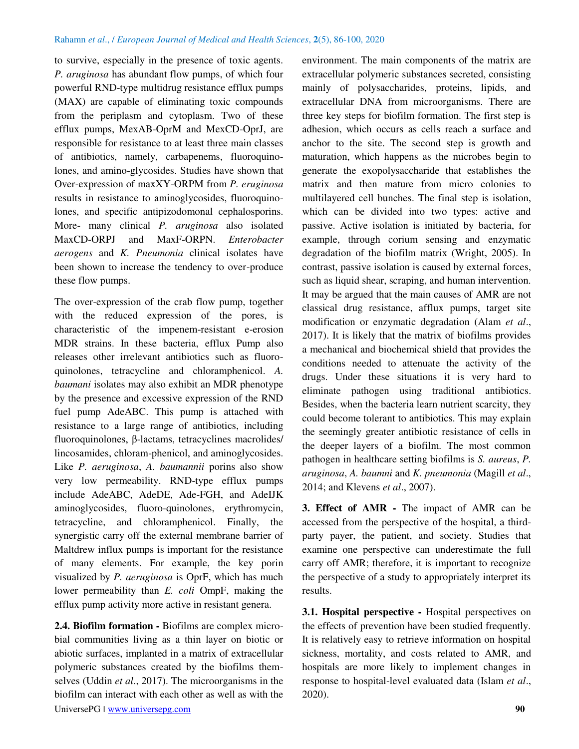to survive, especially in the presence of toxic agents. *P. aruginosa* has abundant flow pumps, of which four powerful RND-type multidrug resistance efflux pumps (MAX) are capable of eliminating toxic compounds from the periplasm and cytoplasm. Two of these efflux pumps, MexAB-OprM and MexCD-OprJ, are responsible for resistance to at least three main classes of antibiotics, namely, carbapenems, fluoroquinolones, and amino-glycosides. Studies have shown that Over-expression of maxXY-ORPM from *P. eruginosa* results in resistance to aminoglycosides, fluoroquinolones, and specific antipizodomonal cephalosporins. More- many clinical *P. aruginosa* also isolated MaxCD-ORPJ and MaxF-ORPN. *Enterobacter aerogens* and *K. Pneumonia* clinical isolates have been shown to increase the tendency to over-produce these flow pumps.

The over-expression of the crab flow pump, together with the reduced expression of the pores, is characteristic of the impenem-resistant e-erosion MDR strains. In these bacteria, efflux Pump also releases other irrelevant antibiotics such as fluoroquinolones, tetracycline and chloramphenicol. *A. baumani* isolates may also exhibit an MDR phenotype by the presence and excessive expression of the RND fuel pump AdeABC. This pump is attached with resistance to a large range of antibiotics, including fluoroquinolones, β-lactams, tetracyclines macrolides/ lincosamides, chloram-phenicol, and aminoglycosides. Like *P. aeruginosa*, *A. baumannii* porins also show very low permeability. RND-type efflux pumps include AdeABC, AdeDE, Ade-FGH, and AdeIJK aminoglycosides, fluoro-quinolones, erythromycin, tetracycline, and chloramphenicol. Finally, the synergistic carry off the external membrane barrier of Maltdrew influx pumps is important for the resistance of many elements. For example, the key porin visualized by *P. aeruginosa* is OprF, which has much lower permeability than *E. coli* OmpF, making the efflux pump activity more active in resistant genera.

**2.4. Biofilm formation -** Biofilms are complex microbial communities living as a thin layer on biotic or abiotic surfaces, implanted in a matrix of extracellular polymeric substances created by the biofilms themselves (Uddin *et al*., 2017). The microorganisms in the biofilm can interact with each other as well as with the environment. The main components of the matrix are extracellular polymeric substances secreted, consisting mainly of polysaccharides, proteins, lipids, and extracellular DNA from microorganisms. There are three key steps for biofilm formation. The first step is adhesion, which occurs as cells reach a surface and anchor to the site. The second step is growth and maturation, which happens as the microbes begin to generate the exopolysaccharide that establishes the matrix and then mature from micro colonies to multilayered cell bunches. The final step is isolation, which can be divided into two types: active and passive. Active isolation is initiated by bacteria, for example, through corium sensing and enzymatic degradation of the biofilm matrix (Wright, 2005). In contrast, passive isolation is caused by external forces, such as liquid shear, scraping, and human intervention. It may be argued that the main causes of AMR are not classical drug resistance, afflux pumps, target site modification or enzymatic degradation (Alam *et al*., 2017). It is likely that the matrix of biofilms provides a mechanical and biochemical shield that provides the conditions needed to attenuate the activity of the drugs. Under these situations it is very hard to eliminate pathogen using traditional antibiotics. Besides, when the bacteria learn nutrient scarcity, they could become tolerant to antibiotics. This may explain the seemingly greater antibiotic resistance of cells in the deeper layers of a biofilm. The most common pathogen in healthcare setting biofilms is *S. aureus*, *P. aruginosa*, *A. baumni* and *K. pneumonia* (Magill *et al*., 2014; and Klevens *et al*., 2007).

**3. Effect of AMR -** The impact of AMR can be accessed from the perspective of the hospital, a third-party payer, the patient, and society. Studies that examine one perspective can underestimate the full carry off AMR; therefore, it is important to recognize the perspective of a study to appropriately interpret its results.

**3.1. Hospital perspective -** Hospital perspectives on the effects of prevention have been studied frequently. It is relatively easy to retrieve information on hospital sickness, mortality, and costs related to AMR, and hospitals are more likely to implement changes in response to hospital-level evaluated data (Islam *et al*., 2020).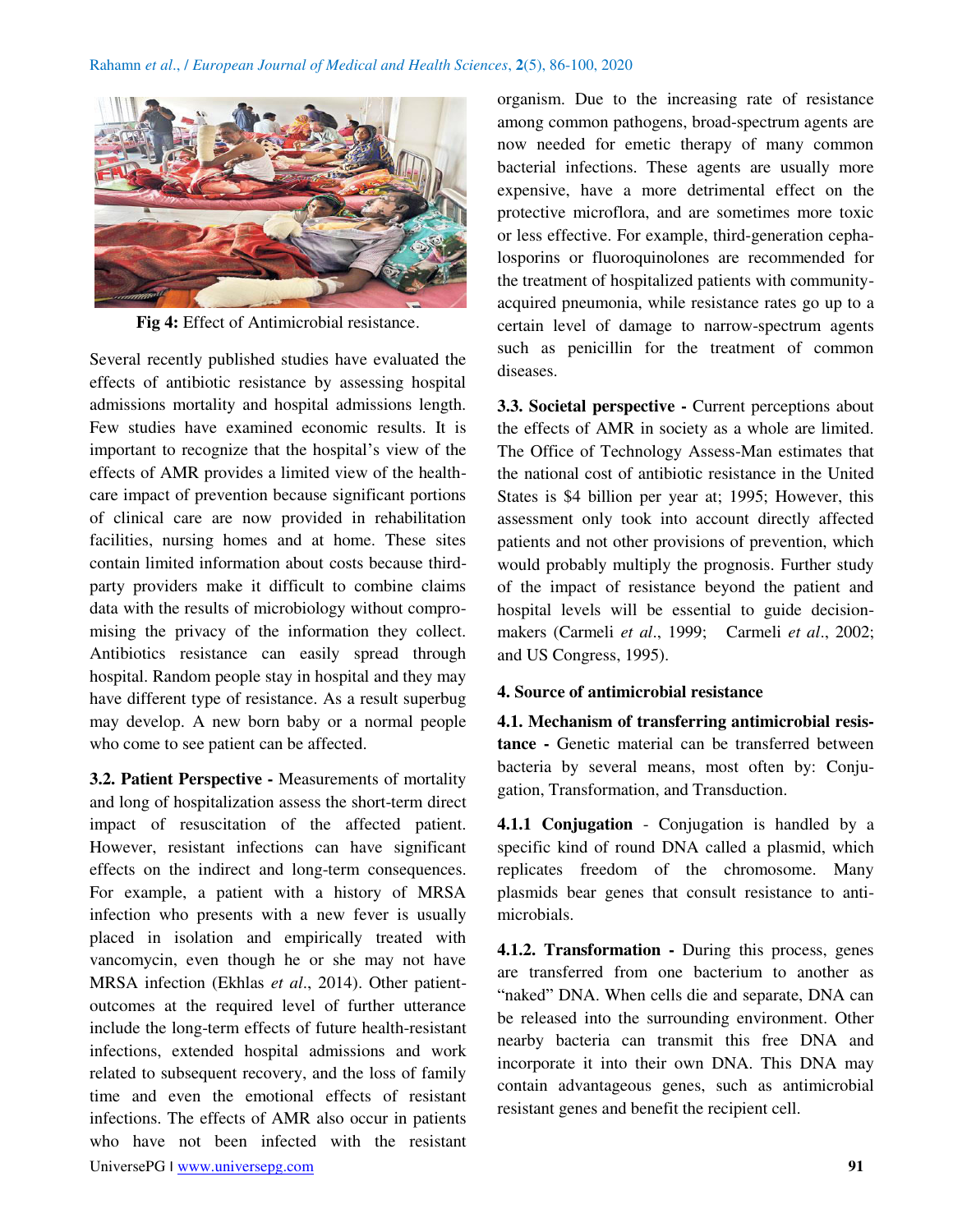Fig 4: Effect of Antimicrobial resistance.

Several recently published studies have evaluated the effects of antibiotic resistance by assessing hospital admissions mortality and hospital admissions length. Few studies have examined economic results. It is important to recognize that the hospital's view of the effects of AMR provides a limited view of the health-care impact of prevention because significant portions of clinical care are now provided in rehabilitation facilities, nursing homes and at home. These sites contain limited information about costs because third-party providers make it difficult to combine claims data with the results of microbiology without compromising the privacy of the information they collect. Antibiotics resistance can easily spread through hospital. Random people stay in hospital and they may have different type of resistance. As a result superbug may develop. A new born baby or a normal people who come to see patient can be affected.

**3.2. Patient Perspective -** Measurements of mortality and long of hospitalization assess the short-term direct impact of resuscitation of the affected patient. However, resistant infections can have significant effects on the indirect and long-term consequences. For example, a patient with a history of MRSA infection who presents with a new fever is usually placed in isolation and empirically treated with vancomycin, even though he or she may not have MRSA infection (Ekhlas *et al*., 2014). Other patient-outcomes at the required level of further utterance include the long-term effects of future health-resistant infections, extended hospital admissions and work related to subsequent recovery, and the loss of family time and even the emotional effects of resistant infections. The effects of AMR also occur in patients who have not been infected with the resistant organism. Due to the increasing rate of resistance among common pathogens, broad-spectrum agents are now needed for emetic therapy of many common bacterial infections. These agents are usually more expensive, have a more detrimental effect on the protective microflora, and are sometimes more toxic or less effective. For example, third-generation cephalosporins or fluoroquinolones are recommended for the treatment of hospitalized patients with community-acquired pneumonia, while resistance rates go up to a certain level of damage to narrow-spectrum agents such as penicillin for the treatment of common diseases.

**3.3. Societal perspective -** Current perceptions about the effects of AMR in society as a whole are limited. The Office of Technology Assess-Man estimates that the national cost of antibiotic resistance in the United States is $4 billion per year at; 1995; However, this assessment only took into account directly affected patients and not other provisions of prevention, which would probably multiply the prognosis. Further study of the impact of resistance beyond the patient and hospital levels will be essential to guide decision-makers (Carmeli *et al*., 1999; Carmeli *et al*., 2002; and US Congress, 1995).

## 4. Source of antimicrobial resistance

**4.1. Mechanism of transferring antimicrobial resistance -** Genetic material can be transferred between bacteria by several means, most often by: Conjugation, Transformation, and Transduction.

**4.1.1 Conjugation** - Conjugation is handled by a specific kind of round DNA called a plasmid, which replicates freedom of the chromosome. Many plasmids bear genes that consult resistance to antimicrobials.

**4.1.2. Transformation -** During this process, genes are transferred from one bacterium to another as "naked" DNA. When cells die and separate, DNA can be released into the surrounding environment. Other nearby bacteria can transmit this free DNA and incorporate it into their own DNA. This DNA may contain advantageous genes, such as antimicrobial resistant genes and benefit the recipient cell.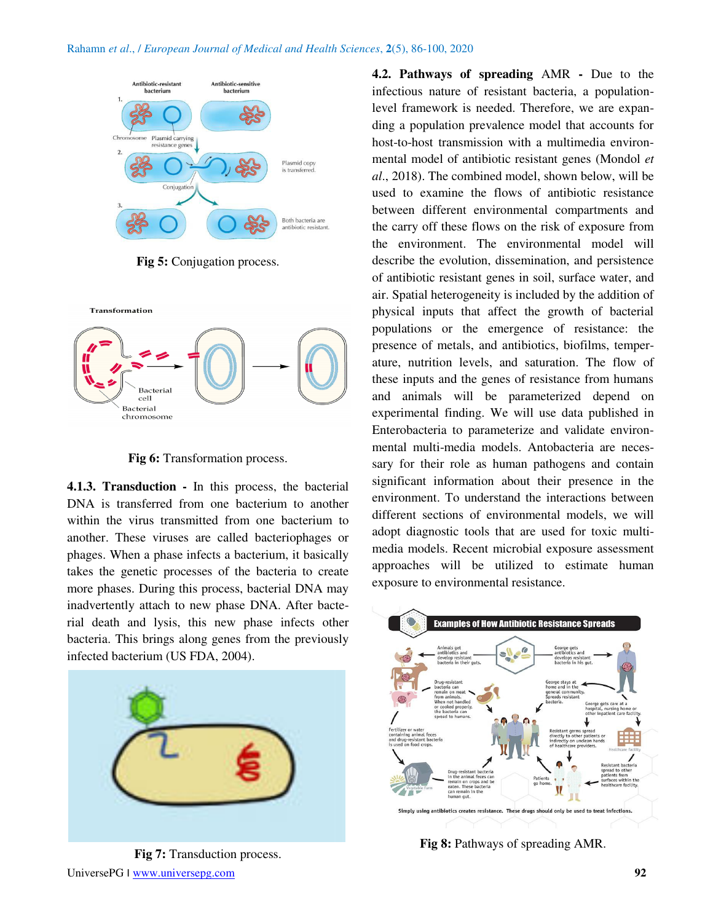Fig 5: Conjugation process.

Fig 6: Transformation process.

**4.1.3. Transduction -** In this process, the bacterial DNA is transferred from one bacterium to another within the virus transmitted from one bacterium to another. These viruses are called bacteriophages or phages. When a phase infects a bacterium, it basically takes the genetic processes of the bacteria to create more phases. During this process, bacterial DNA may inadvertently attach to new phase DNA. After bacterial death and lysis, this new phase infects other bacteria. This brings along genes from the previously infected bacterium (US FDA, 2004).

Fig 7: Transduction process.

**4.2. Pathways of spreading** AMR **-** Due to the infectious nature of resistant bacteria, a population-level framework is needed. Therefore, we are expanding a population prevalence model that accounts for host-to-host transmission with a multimedia environmental model of antibiotic resistant genes (Mondol *et al*., 2018). The combined model, shown below, will be used to examine the flows of antibiotic resistance between different environmental compartments and the carry off these flows on the risk of exposure from the environment. The environmental model will describe the evolution, dissemination, and persistence of antibiotic resistant genes in soil, surface water, and air. Spatial heterogeneity is included by the addition of physical inputs that affect the growth of bacterial populations or the emergence of resistance: the presence of metals, and antibiotics, biofilms, temperature, nutrition levels, and saturation. The flow of these inputs and the genes of resistance from humans and animals will be parameterized depend on experimental finding. We will use data published in Enterobacteria to parameterize and validate environmental multi-media models. Antobacteria are necessary for their role as human pathogens and contain significant information about their presence in the environment. To understand the interactions between different sections of environmental models, we will adopt diagnostic tools that are used for toxic multimedia models. Recent microbial exposure assessment approaches will be utilized to estimate human exposure to environmental resistance.

Fig 8: Pathways of spreading AMR.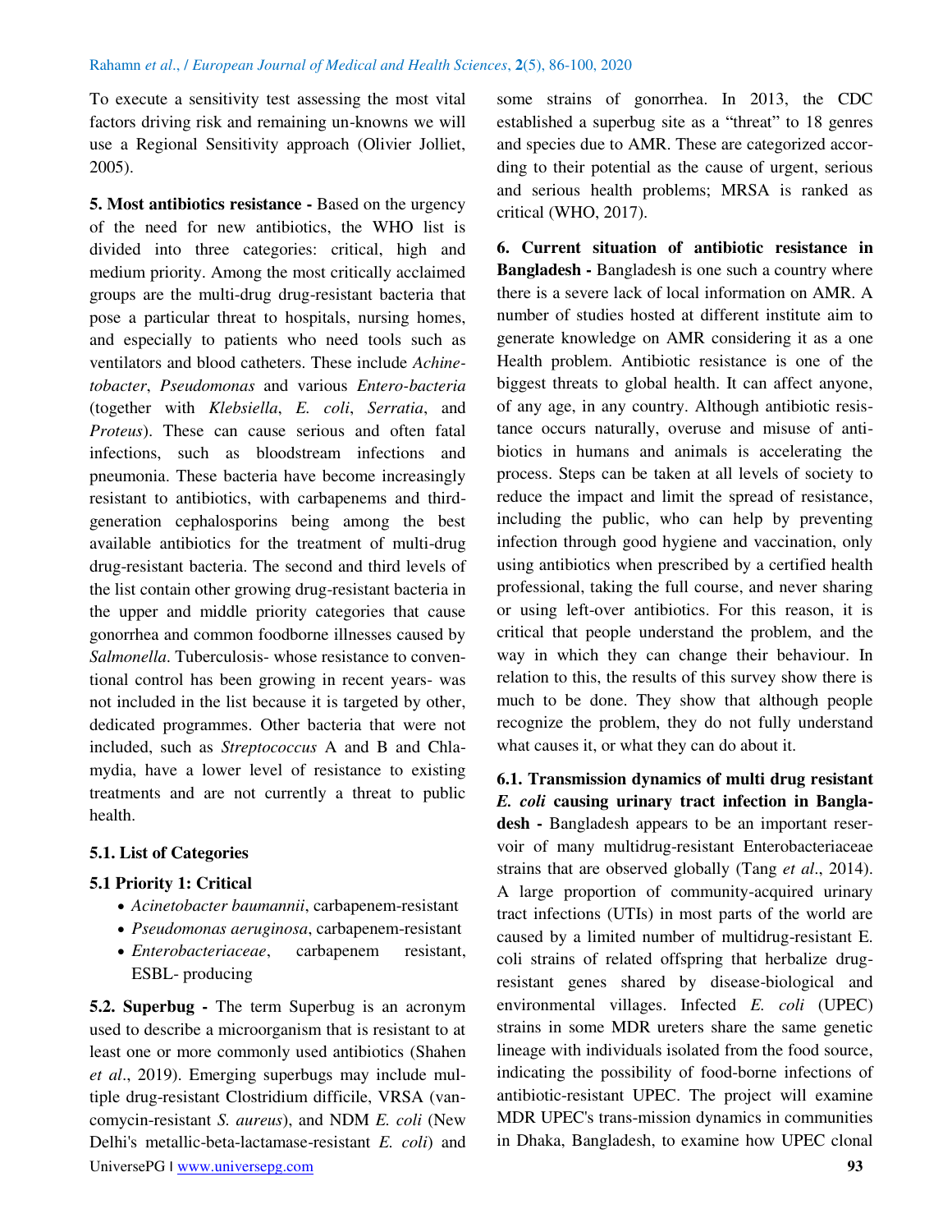To execute a sensitivity test assessing the most vital factors driving risk and remaining un-knowns we will use a Regional Sensitivity approach (Olivier Jolliet, 2005).

**5. Most antibiotics resistance -** Based on the urgency of the need for new antibiotics, the WHO list is divided into three categories: critical, high and medium priority. Among the most critically acclaimed groups are the multi-drug drug-resistant bacteria that pose a particular threat to hospitals, nursing homes, and especially to patients who need tools such as ventilators and blood catheters. These include *Achinetobacter*, *Pseudomonas* and various *Entero-bacteria* (together with *Klebsiella*, *E. coli*, *Serratia*, and *Proteus*). These can cause serious and often fatal infections, such as bloodstream infections and pneumonia. These bacteria have become increasingly resistant to antibiotics, with carbapenems and third-generation cephalosporins being among the best available antibiotics for the treatment of multi-drug drug-resistant bacteria. The second and third levels of the list contain other growing drug-resistant bacteria in the upper and middle priority categories that cause gonorrhea and common foodborne illnesses caused by *Salmonella*. Tuberculosis- whose resistance to conventional control has been growing in recent years- was not included in the list because it is targeted by other, dedicated programmes. Other bacteria that were not included, such as *Streptococcus* A and B and Chlamydia, have a lower level of resistance to existing treatments and are not currently a threat to public health.

### 5.1. List of Categories

### 5.1 Priority 1: Critical

- *Acinetobacter baumannii*, carbapenem-resistant
- *Pseudomonas aeruginosa*, carbapenem-resistant
- *Enterobacteriaceae*, carbapenem resistant, ESBL- producing

**5.2. Superbug -** The term Superbug is an acronym used to describe a microorganism that is resistant to at least one or more commonly used antibiotics (Shahen *et al*., 2019). Emerging superbugs may include multiple drug-resistant Clostridium difficile, VRSA (vancomycin-resistant *S. aureus*), and NDM *E. coli* (New Delhi's metallic-beta-lactamase-resistant *E. coli*) and some strains of gonorrhea. In 2013, the CDC established a superbug site as a "threat" to 18 genres and species due to AMR. These are categorized according to their potential as the cause of urgent, serious and serious health problems; MRSA is ranked as critical (WHO, 2017).

**6. Current situation of antibiotic resistance in Bangladesh -** Bangladesh is one such a country where there is a severe lack of local information on AMR. A number of studies hosted at different institute aim to generate knowledge on AMR considering it as a one Health problem. Antibiotic resistance is one of the biggest threats to global health. It can affect anyone, of any age, in any country. Although antibiotic resistance occurs naturally, overuse and misuse of antibiotics in humans and animals is accelerating the process. Steps can be taken at all levels of society to reduce the impact and limit the spread of resistance, including the public, who can help by preventing infection through good hygiene and vaccination, only using antibiotics when prescribed by a certified health professional, taking the full course, and never sharing or using left-over antibiotics. For this reason, it is critical that people understand the problem, and the way in which they can change their behaviour. In relation to this, the results of this survey show there is much to be done. They show that although people recognize the problem, they do not fully understand what causes it, or what they can do about it.

**6.1. Transmission dynamics of multi drug resistant *E. coli* causing urinary tract infection in Bangladesh -** Bangladesh appears to be an important reservoir of many multidrug-resistant Enterobacteriaceae strains that are observed globally (Tang *et al*., 2014). A large proportion of community-acquired urinary tract infections (UTIs) in most parts of the world are caused by a limited number of multidrug-resistant E. coli strains of related offspring that herbalize drug-resistant genes shared by disease-biological and environmental villages. Infected *E. coli* (UPEC) strains in some MDR ureters share the same genetic lineage with individuals isolated from the food source, indicating the possibility of food-borne infections of antibiotic-resistant UPEC. The project will examine MDR UPEC's trans-mission dynamics in communities in Dhaka, Bangladesh, to examine how UPEC clonal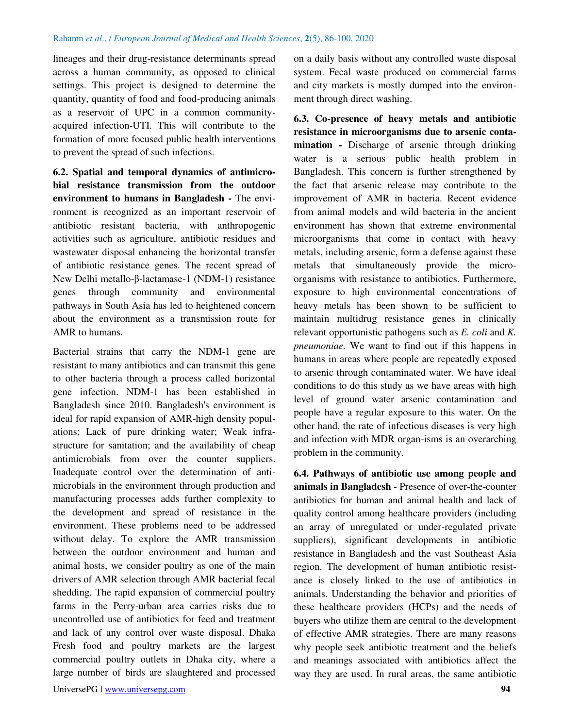lineages and their drug-resistance determinants spread across a human community, as opposed to clinical settings. This project is designed to determine the quantity, quantity of food and food-producing animals as a reservoir of UPC in a common community-acquired infection-UTI. This will contribute to the formation of more focused public health interventions to prevent the spread of such infections.

**6.2. Spatial and temporal dynamics of antimicrobial resistance transmission from the outdoor environment to humans in Bangladesh -** The environment is recognized as an important reservoir of antibiotic resistant bacteria, with anthropogenic activities such as agriculture, antibiotic residues and wastewater disposal enhancing the horizontal transfer of antibiotic resistance genes. The recent spread of New Delhi metallo-β-lactamase-1 (NDM-1) resistance genes through community and environmental pathways in South Asia has led to heightened concern about the environment as a transmission route for AMR to humans.

Bacterial strains that carry the NDM-1 gene are resistant to many antibiotics and can transmit this gene to other bacteria through a process called horizontal gene infection. NDM-1 has been established in Bangladesh since 2010. Bangladesh's environment is ideal for rapid expansion of AMR-high density populations; Lack of pure drinking water; Weak infrastructure for sanitation; and the availability of cheap antimicrobials from over the counter suppliers. Inadequate control over the determination of antimicrobials in the environment through production and manufacturing processes adds further complexity to the development and spread of resistance in the environment. These problems need to be addressed without delay. To explore the AMR transmission between the outdoor environment and human and animal hosts, we consider poultry as one of the main drivers of AMR selection through AMR bacterial fecal shedding. The rapid expansion of commercial poultry farms in the Perry-urban area carries risks due to uncontrolled use of antibiotics for feed and treatment and lack of any control over waste disposal. Dhaka Fresh food and poultry markets are the largest commercial poultry outlets in Dhaka city, where a large number of birds are slaughtered and processed on a daily basis without any controlled waste disposal system. Fecal waste produced on commercial farms and city markets is mostly dumped into the environment through direct washing.

**6.3. Co-presence of heavy metals and antibiotic resistance in microorganisms due to arsenic contamination -** Discharge of arsenic through drinking water is a serious public health problem in Bangladesh. This concern is further strengthened by the fact that arsenic release may contribute to the improvement of AMR in bacteria. Recent evidence from animal models and wild bacteria in the ancient environment has shown that extreme environmental microorganisms that come in contact with heavy metals, including arsenic, form a defense against these metals that simultaneously provide the microorganisms with resistance to antibiotics. Furthermore, exposure to high environmental concentrations of heavy metals has been shown to be sufficient to maintain multidrug resistance genes in clinically relevant opportunistic pathogens such as *E. coli* and *K. pneumoniae*. We want to find out if this happens in humans in areas where people are repeatedly exposed to arsenic through contaminated water. We have ideal conditions to do this study as we have areas with high level of ground water arsenic contamination and people have a regular exposure to this water. On the other hand, the rate of infectious diseases is very high and infection with MDR organ-isms is an overarching problem in the community.

**6.4. Pathways of antibiotic use among people and animals in Bangladesh -** Presence of over-the-counter antibiotics for human and animal health and lack of quality control among healthcare providers (including an array of unregulated or under-regulated private suppliers), significant developments in antibiotic resistance in Bangladesh and the vast Southeast Asia region. The development of human antibiotic resistance is closely linked to the use of antibiotics in animals. Understanding the behavior and priorities of these healthcare providers (HCPs) and the needs of buyers who utilize them are central to the development of effective AMR strategies. There are many reasons why people seek antibiotic treatment and the beliefs and meanings associated with antibiotics affect the way they are used. In rural areas, the same antibiotic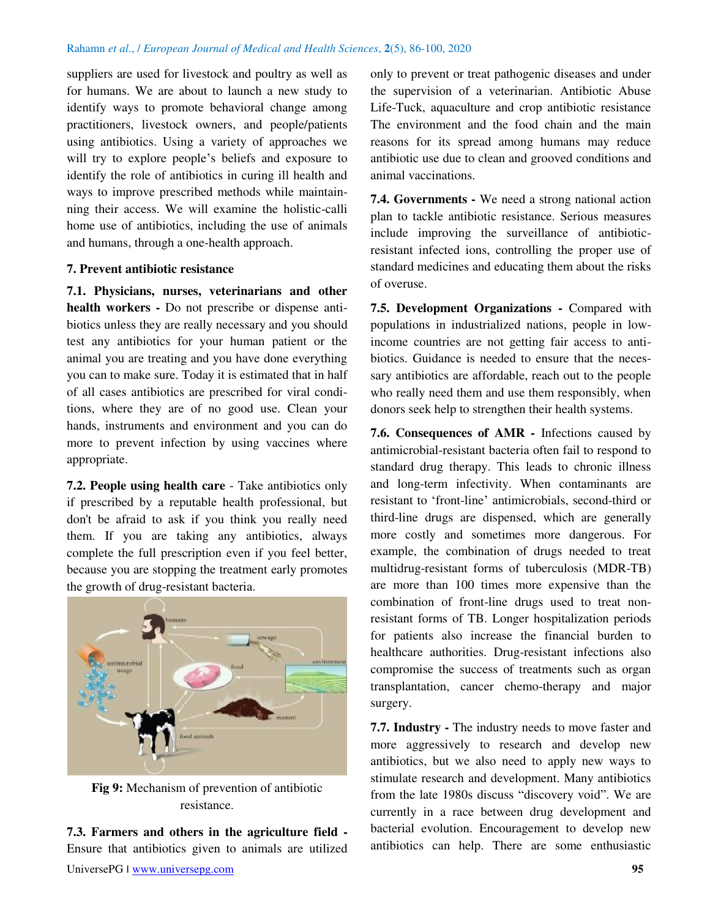suppliers are used for livestock and poultry as well as for humans. We are about to launch a new study to identify ways to promote behavioral change among practitioners, livestock owners, and people/patients using antibiotics. Using a variety of approaches we will try to explore people's beliefs and exposure to identify the role of antibiotics in curing ill health and ways to improve prescribed methods while maintaining their access. We will examine the holistic-calli home use of antibiotics, including the use of animals and humans, through a one-health approach.

## 7. Prevent antibiotic resistance

**7.1. Physicians, nurses, veterinarians and other health workers -** Do not prescribe or dispense antibiotics unless they are really necessary and you should test any antibiotics for your human patient or the animal you are treating and you have done everything you can to make sure. Today it is estimated that in half of all cases antibiotics are prescribed for viral conditions, where they are of no good use. Clean your hands, instruments and environment and you can do more to prevent infection by using vaccines where appropriate.

**7.2. People using health care** - Take antibiotics only if prescribed by a reputable health professional, but don't be afraid to ask if you think you really need them. If you are taking any antibiotics, always complete the full prescription even if you feel better, because you are stopping the treatment early promotes the growth of drug-resistant bacteria.

**Fig 9:** Mechanism of prevention of antibiotic resistance.

**7.3. Farmers and others in the agriculture field -** Ensure that antibiotics given to animals are utilized only to prevent or treat pathogenic diseases and under the supervision of a veterinarian. Antibiotic Abuse Life-Tuck, aquaculture and crop antibiotic resistance The environment and the food chain and the main reasons for its spread among humans may reduce antibiotic use due to clean and grooved conditions and animal vaccinations.

**7.4. Governments -** We need a strong national action plan to tackle antibiotic resistance. Serious measures include improving the surveillance of antibiotic-resistant infected ions, controlling the proper use of standard medicines and educating them about the risks of overuse.

**7.5. Development Organizations -** Compared with populations in industrialized nations, people in low-income countries are not getting fair access to antibiotics. Guidance is needed to ensure that the necessary antibiotics are affordable, reach out to the people who really need them and use them responsibly, when donors seek help to strengthen their health systems.

**7.6. Consequences of AMR -** Infections caused by antimicrobial-resistant bacteria often fail to respond to standard drug therapy. This leads to chronic illness and long-term infectivity. When contaminants are resistant to 'front-line' antimicrobials, second-third or third-line drugs are dispensed, which are generally more costly and sometimes more dangerous. For example, the combination of drugs needed to treat multidrug-resistant forms of tuberculosis (MDR-TB) are more than 100 times more expensive than the combination of front-line drugs used to treat non-resistant forms of TB. Longer hospitalization periods for patients also increase the financial burden to healthcare authorities. Drug-resistant infections also compromise the success of treatments such as organ transplantation, cancer chemo-therapy and major surgery.

**7.7. Industry -** The industry needs to move faster and more aggressively to research and develop new antibiotics, but we also need to apply new ways to stimulate research and development. Many antibiotics from the late 1980s discuss "discovery void". We are currently in a race between drug development and bacterial evolution. Encouragement to develop new antibiotics can help. There are some enthusiastic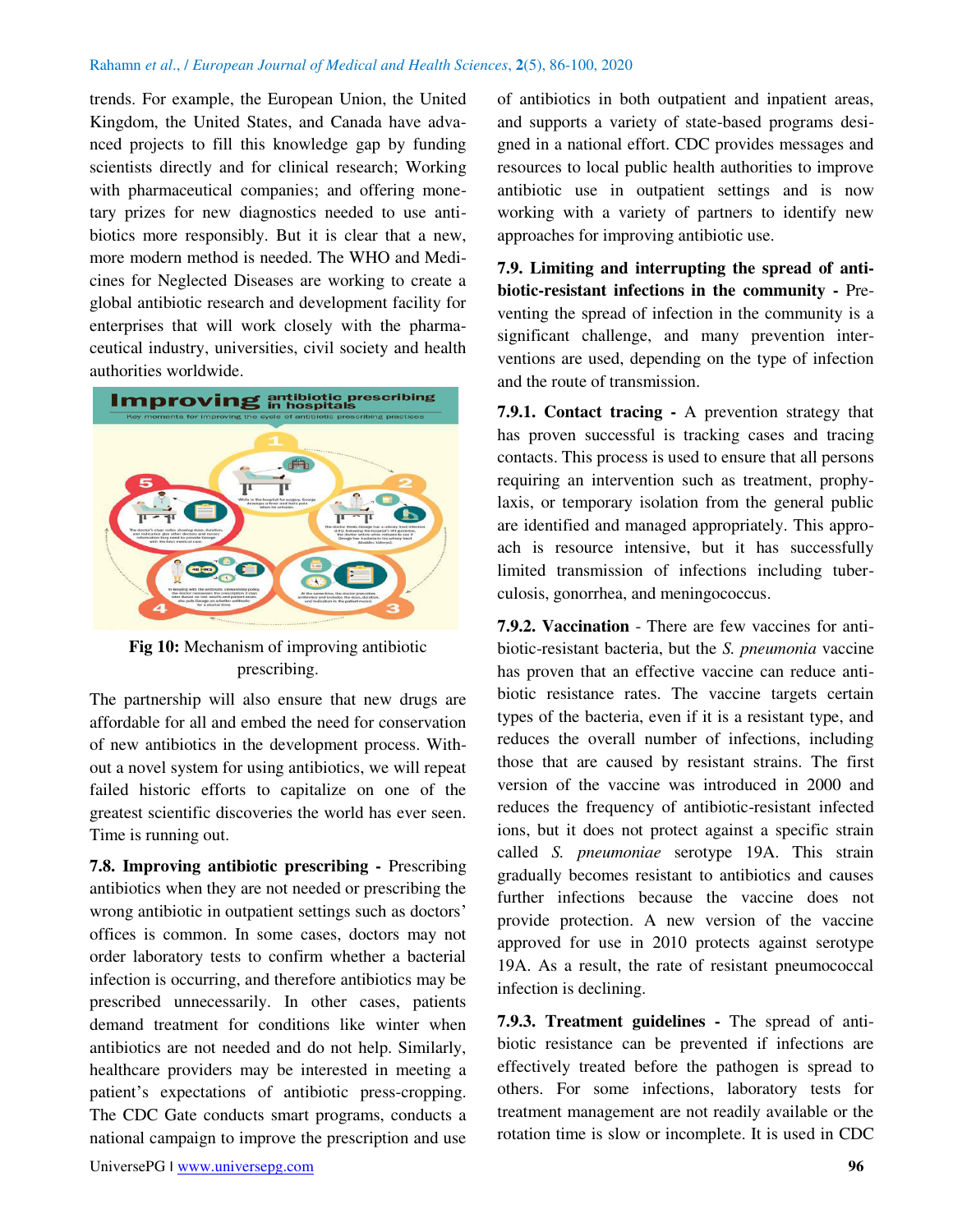trends. For example, the European Union, the United Kingdom, the United States, and Canada have advanced projects to fill this knowledge gap by funding scientists directly and for clinical research; Working with pharmaceutical companies; and offering monetary prizes for new diagnostics needed to use antibiotics more responsibly. But it is clear that a new, more modern method is needed. The WHO and Medicines for Neglected Diseases are working to create a global antibiotic research and development facility for enterprises that will work closely with the pharmaceutical industry, universities, civil society and health authorities worldwide.

**Fig 10:** Mechanism of improving antibiotic prescribing.

The partnership will also ensure that new drugs are affordable for all and embed the need for conservation of new antibiotics in the development process. Without a novel system for using antibiotics, we will repeat failed historic efforts to capitalize on one of the greatest scientific discoveries the world has ever seen. Time is running out.

**7.8. Improving antibiotic prescribing -** Prescribing antibiotics when they are not needed or prescribing the wrong antibiotic in outpatient settings such as doctors' offices is common. In some cases, doctors may not order laboratory tests to confirm whether a bacterial infection is occurring, and therefore antibiotics may be prescribed unnecessarily. In other cases, patients demand treatment for conditions like winter when antibiotics are not needed and do not help. Similarly, healthcare providers may be interested in meeting a patient's expectations of antibiotic press-cropping. The CDC Gate conducts smart programs, conducts a national campaign to improve the prescription and use of antibiotics in both outpatient and inpatient areas, and supports a variety of state-based programs designed in a national effort. CDC provides messages and resources to local public health authorities to improve antibiotic use in outpatient settings and is now working with a variety of partners to identify new approaches for improving antibiotic use.

**7.9. Limiting and interrupting the spread of antibiotic-resistant infections in the community -** Preventing the spread of infection in the community is a significant challenge, and many prevention interventions are used, depending on the type of infection and the route of transmission.

**7.9.1. Contact tracing -** A prevention strategy that has proven successful is tracking cases and tracing contacts. This process is used to ensure that all persons requiring an intervention such as treatment, prophylaxis, or temporary isolation from the general public are identified and managed appropriately. This approach is resource intensive, but it has successfully limited transmission of infections including tuberculosis, gonorrhea, and meningococcus.

**7.9.2. Vaccination** - There are few vaccines for antibiotic-resistant bacteria, but the *S. pneumonia* vaccine has proven that an effective vaccine can reduce antibiotic resistance rates. The vaccine targets certain types of the bacteria, even if it is a resistant type, and reduces the overall number of infections, including those that are caused by resistant strains. The first version of the vaccine was introduced in 2000 and reduces the frequency of antibiotic-resistant infected ions, but it does not protect against a specific strain called *S. pneumoniae* serotype 19A. This strain gradually becomes resistant to antibiotics and causes further infections because the vaccine does not provide protection. A new version of the vaccine approved for use in 2010 protects against serotype 19A. As a result, the rate of resistant pneumococcal infection is declining.

**7.9.3. Treatment guidelines -** The spread of antibiotic resistance can be prevented if infections are effectively treated before the pathogen is spread to others. For some infections, laboratory tests for treatment management are not readily available or the rotation time is slow or incomplete. It is used in CDC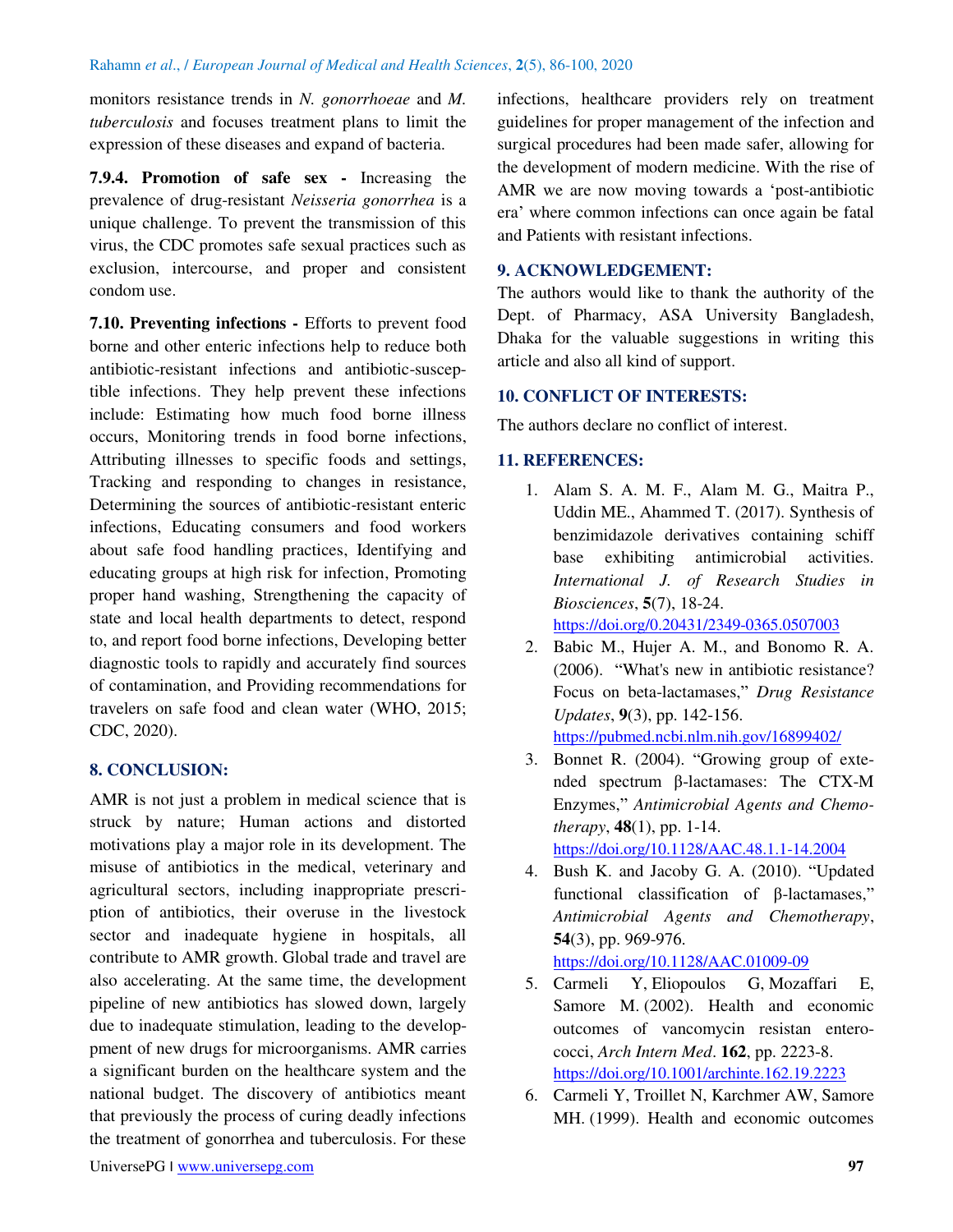monitors resistance trends in *N. gonorrhoeae* and *M. tuberculosis* and focuses treatment plans to limit the expression of these diseases and expand of bacteria.

**7.9.4. Promotion of safe sex -** Increasing the prevalence of drug-resistant *Neisseria gonorrhea* is a unique challenge. To prevent the transmission of this virus, the CDC promotes safe sexual practices such as exclusion, intercourse, and proper and consistent condom use.

**7.10. Preventing infections -** Efforts to prevent food borne and other enteric infections help to reduce both antibiotic-resistant infections and antibiotic-susceptible infections. They help prevent these infections include: Estimating how much food borne illness occurs, Monitoring trends in food borne infections, Attributing illnesses to specific foods and settings, Tracking and responding to changes in resistance, Determining the sources of antibiotic-resistant enteric infections, Educating consumers and food workers about safe food handling practices, Identifying and educating groups at high risk for infection, Promoting proper hand washing, Strengthening the capacity of state and local health departments to detect, respond to, and report food borne infections, Developing better diagnostic tools to rapidly and accurately find sources of contamination, and Providing recommendations for travelers on safe food and clean water (WHO, 2015; CDC, 2020).

## 8. CONCLUSION:

AMR is not just a problem in medical science that is struck by nature; Human actions and distorted motivations play a major role in its development. The misuse of antibiotics in the medical, veterinary and agricultural sectors, including inappropriate prescription of antibiotics, their overuse in the livestock sector and inadequate hygiene in hospitals, all contribute to AMR growth. Global trade and travel are also accelerating. At the same time, the development pipeline of new antibiotics has slowed down, largely due to inadequate stimulation, leading to the developpment of new drugs for microorganisms. AMR carries a significant burden on the healthcare system and the national budget. The discovery of antibiotics meant that previously the process of curing deadly infections the treatment of gonorrhea and tuberculosis. For these infections, healthcare providers rely on treatment guidelines for proper management of the infection and surgical procedures had been made safer, allowing for the development of modern medicine. With the rise of AMR we are now moving towards a 'post-antibiotic era' where common infections can once again be fatal and Patients with resistant infections.

## 9. ACKNOWLEDGEMENT:

The authors would like to thank the authority of the Dept. of Pharmacy, ASA University Bangladesh, Dhaka for the valuable suggestions in writing this article and also all kind of support.

## 10. CONFLICT OF INTERESTS:

The authors declare no conflict of interest.

## 11. REFERENCES:

1. Alam S. A. M. F., Alam M. G., Maitra P., Uddin ME., Ahammed T. (2017). Synthesis of benzimidazole derivatives containing schiff base exhibiting antimicrobial activities. *International J. of Research Studies in Biosciences*, **5**(7), 18-24. https://doi.org/0.20431/2349-0365.0507003
2. Babic M., Hujer A. M., and Bonomo R. A. (2006). "What's new in antibiotic resistance? Focus on beta-lactamases," *Drug Resistance Updates*, **9**(3), pp. 142-156. https://pubmed.ncbi.nlm.nih.gov/16899402/
3. Bonnet R. (2004). "Growing group of extended spectrum β-lactamases: The CTX-M Enzymes," *Antimicrobial Agents and Chemotherapy*, **48**(1), pp. 1-14. https://doi.org/10.1128/AAC.48.1.1-14.2004
4. Bush K. and Jacoby G. A. (2010). "Updated functional classification of β-lactamases," *Antimicrobial Agents and Chemotherapy*, **54**(3), pp. 969-976. https://doi.org/10.1128/AAC.01009-09
5. Carmeli Y, Eliopoulos G, Mozaffari E, Samore M. (2002). Health and economic outcomes of vancomycin resistan enterococci, *Arch Intern Med*. **162**, pp. 2223-8. https://doi.org/10.1001/archinte.162.19.2223
6. Carmeli Y, Troillet N, Karchmer AW, Samore MH. (1999). Health and economic outcomes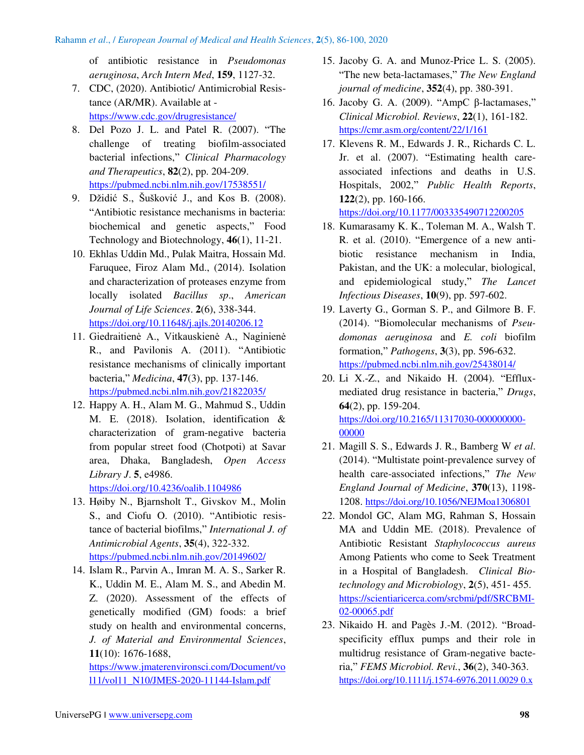of antibiotic resistance in *Pseudomonas aeruginosa*, *Arch Intern Med*, **159**, 1127-32.

7. CDC, (2020). Antibiotic/ Antimicrobial Resistance (AR/MR). Available at - https://www.cdc.gov/drugresistance/
8. Del Pozo J. L. and Patel R. (2007). "The challenge of treating biofilm-associated bacterial infections," *Clinical Pharmacology and Therapeutics*, **82**(2), pp. 204-209. https://pubmed.ncbi.nlm.nih.gov/17538551/
9. Džidić S., Šušković J., and Kos B. (2008). "Antibiotic resistance mechanisms in bacteria: biochemical and genetic aspects," Food Technology and Biotechnology, **46**(1), 11-21.
10. Ekhlas Uddin Md., Pulak Maitra, Hossain Md. Faruquee, Firoz Alam Md., (2014). Isolation and characterization of proteases enzyme from locally isolated *Bacillus sp*., *American Journal of Life Sciences*. **2**(6), 338-344. https://doi.org/10.11648/j.ajls.20140206.12
11. Giedraitienė A., Vitkauskienė A., Naginienė R., and Pavilonis A. (2011). "Antibiotic resistance mechanisms of clinically important bacteria," *Medicina*, **47**(3), pp. 137-146. https://pubmed.ncbi.nlm.nih.gov/21822035/
12. Happy A. H., Alam M. G., Mahmud S., Uddin M. E. (2018). Isolation, identification & characterization of gram-negative bacteria from popular street food (Chotpoti) at Savar area, Dhaka, Bangladesh, *Open Access Library J*. **5**, e4986. https://doi.org/10.4236/oalib.1104986
13. Høiby N., Bjarnsholt T., Givskov M., Molin S., and Ciofu O. (2010). "Antibiotic resistance of bacterial biofilms," *International J. of Antimicrobial Agents*, **35**(4), 322-332. https://pubmed.ncbi.nlm.nih.gov/20149602/
14. Islam R., Parvin A., Imran M. A. S., Sarker R. K., Uddin M. E., Alam M. S., and Abedin M. Z. (2020). Assessment of the effects of genetically modified (GM) foods: a brief study on health and environmental concerns, *J. of Material and Environmental Sciences*, **11**(10): 1676-1688, https://www.jmaterenvironsci.com/Document/vol11/vol11_N10/JMES-2020-11144-Islam.pdf
15. Jacoby G. A. and Munoz-Price L. S. (2005). "The new beta-lactamases," *The New England journal of medicine*, **352**(4), pp. 380-391.
16. Jacoby G. A. (2009). "AmpC β-lactamases," *Clinical Microbiol. Reviews*, **22**(1), 161-182. https://cmr.asm.org/content/22/1/161
17. Klevens R. M., Edwards J. R., Richards C. L. Jr. et al. (2007). "Estimating health care-associated infections and deaths in U.S. Hospitals, 2002," *Public Health Reports*, **122**(2), pp. 160-166. https://doi.org/10.1177/003335490712200205
18. Kumarasamy K. K., Toleman M. A., Walsh T. R. et al. (2010). "Emergence of a new antibiotic resistance mechanism in India, Pakistan, and the UK: a molecular, biological, and epidemiological study," *The Lancet Infectious Diseases*, **10**(9), pp. 597-602.
19. Laverty G., Gorman S. P., and Gilmore B. F. (2014). "Biomolecular mechanisms of *Pseudomonas aeruginosa* and *E. coli* biofilm formation," *Pathogens*, **3**(3), pp. 596-632. https://pubmed.ncbi.nlm.nih.gov/25438014/
20. Li X.-Z., and Nikaido H. (2004). "Efflux-mediated drug resistance in bacteria," *Drugs*, **64**(2), pp. 159-204. https://doi.org/10.2165/11317030-000000000-00000
21. Magill S. S., Edwards J. R., Bamberg W *et al*. (2014). "Multistate point-prevalence survey of health care-associated infections," *The New England Journal of Medicine*, **370**(13), 1198-1208. https://doi.org/10.1056/NEJMoa1306801
22. Mondol GC, Alam MG, Rahman S, Hossain MA and Uddin ME. (2018). Prevalence of Antibiotic Resistant *Staphylococcus aureus* Among Patients who come to Seek Treatment in a Hospital of Bangladesh. *Clinical Biotechnology and Microbiology*, **2**(5), 451- 455. https://scientiaricerca.com/srcbmi/pdf/SRCBMI-02-00065.pdf
23. Nikaido H. and Pagès J.-M. (2012). "Broad-specificity efflux pumps and their role in multidrug resistance of Gram-negative bacteria," *FEMS Microbiol. Revi.*, **36**(2), 340-363. https://doi.org/10.1111/j.1574-6976.2011.0029 0.x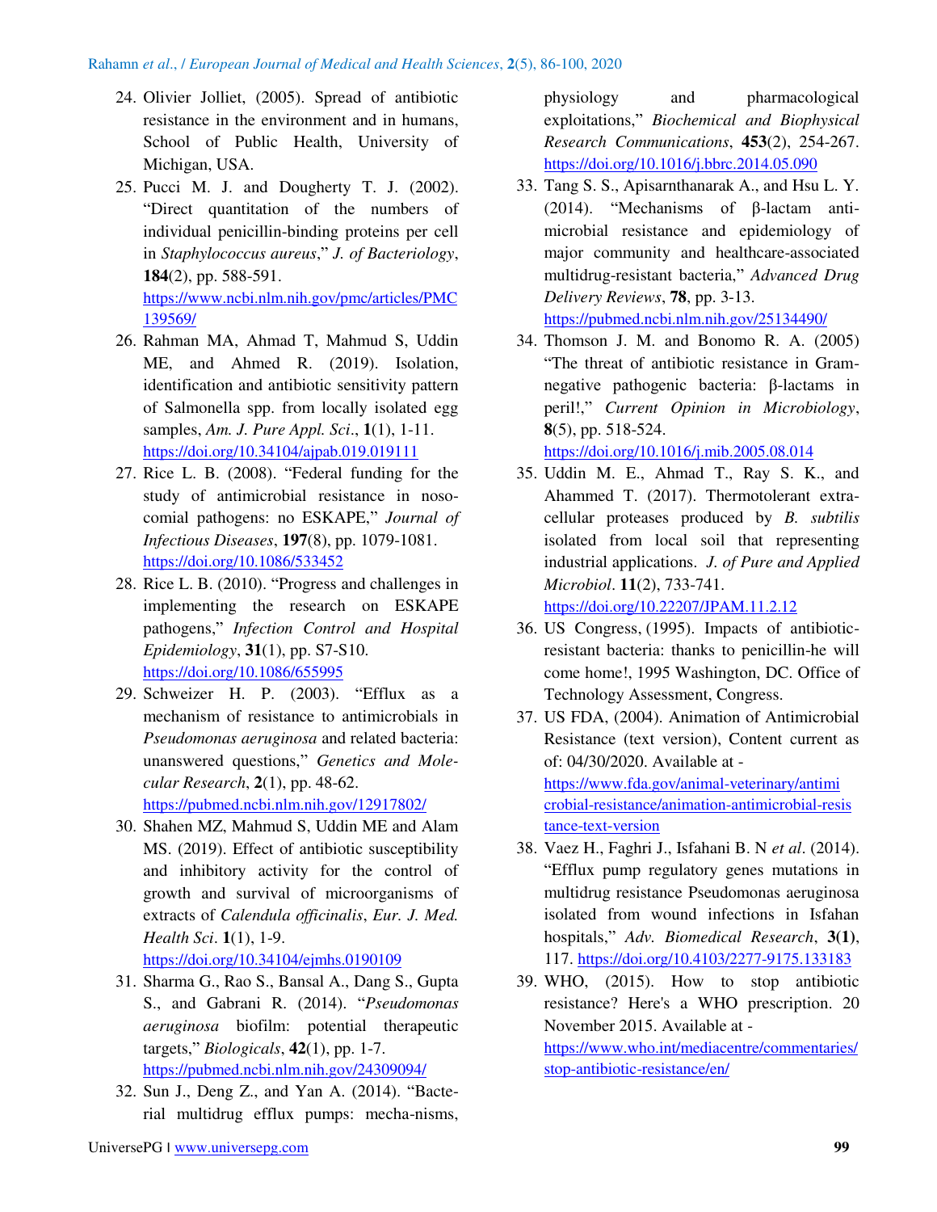24. Olivier Jolliet, (2005). Spread of antibiotic resistance in the environment and in humans, School of Public Health, University of Michigan, USA.
25. Pucci M. J. and Dougherty T. J. (2002). "Direct quantitation of the numbers of individual penicillin-binding proteins per cell in *Staphylococcus aureus*," *J. of Bacteriology*, **184**(2), pp. 588-591. https://www.ncbi.nlm.nih.gov/pmc/articles/PMC139569/
26. Rahman MA, Ahmad T, Mahmud S, Uddin ME, and Ahmed R. (2019). Isolation, identification and antibiotic sensitivity pattern of Salmonella spp. from locally isolated egg samples, *Am. J. Pure Appl. Sci*., **1**(1), 1-11. https://doi.org/10.34104/ajpab.019.019111
27. Rice L. B. (2008). "Federal funding for the study of antimicrobial resistance in nosocomial pathogens: no ESKAPE," *Journal of Infectious Diseases*, **197**(8), pp. 1079-1081. https://doi.org/10.1086/533452
28. Rice L. B. (2010). "Progress and challenges in implementing the research on ESKAPE pathogens," *Infection Control and Hospital Epidemiology*, **31**(1), pp. S7-S10. https://doi.org/10.1086/655995
29. Schweizer H. P. (2003). "Efflux as a mechanism of resistance to antimicrobials in *Pseudomonas aeruginosa* and related bacteria: unanswered questions," *Genetics and Molecular Research*, **2**(1), pp. 48-62. https://pubmed.ncbi.nlm.nih.gov/12917802/
30. Shahen MZ, Mahmud S, Uddin ME and Alam MS. (2019). Effect of antibiotic susceptibility and inhibitory activity for the control of growth and survival of microorganisms of extracts of *Calendula officinalis*, *Eur. J. Med. Health Sci*. **1**(1), 1-9. https://doi.org/10.34104/ejmhs.0190109
31. Sharma G., Rao S., Bansal A., Dang S., Gupta S., and Gabrani R. (2014). "*Pseudomonas aeruginosa* biofilm: potential therapeutic targets," *Biologicals*, **42**(1), pp. 1-7. https://pubmed.ncbi.nlm.nih.gov/24309094/
32. Sun J., Deng Z., and Yan A. (2014). "Bacterial multidrug efflux pumps: mecha-nisms, physiology and pharmacological exploitations," *Biochemical and Biophysical Research Communications*, **453**(2), 254-267. https://doi.org/10.1016/j.bbrc.2014.05.090
33. Tang S. S., Apisarnthanarak A., and Hsu L. Y. (2014). "Mechanisms of β-lactam antimicrobial resistance and epidemiology of major community and healthcare-associated multidrug-resistant bacteria," *Advanced Drug Delivery Reviews*, **78**, pp. 3-13. https://pubmed.ncbi.nlm.nih.gov/25134490/
34. Thomson J. M. and Bonomo R. A. (2005) "The threat of antibiotic resistance in Gram-negative pathogenic bacteria: β-lactams in peril!," *Current Opinion in Microbiology*, **8**(5), pp. 518-524. https://doi.org/10.1016/j.mib.2005.08.014
35. Uddin M. E., Ahmad T., Ray S. K., and Ahammed T. (2017). Thermotolerant extracellular proteases produced by *B. subtilis* isolated from local soil that representing industrial applications. *J. of Pure and Applied Microbiol*. **11**(2), 733-741. https://doi.org/10.22207/JPAM.11.2.12
36. US Congress, (1995). Impacts of antibiotic-resistant bacteria: thanks to penicillin-he will come home!, 1995 Washington, DC. Office of Technology Assessment, Congress.
37. US FDA, (2004). Animation of Antimicrobial Resistance (text version), Content current as of: 04/30/2020. Available at - https://www.fda.gov/animal-veterinary/antimicrobial-resistance/animation-antimicrobial-resistance-text-version
38. Vaez H., Faghri J., Isfahani B. N *et al*. (2014). "Efflux pump regulatory genes mutations in multidrug resistance Pseudomonas aeruginosa isolated from wound infections in Isfahan hospitals," *Adv. Biomedical Research*, **3(1)**, 117. https://doi.org/10.4103/2277-9175.133183
39. WHO, (2015). How to stop antibiotic resistance? Here's a WHO prescription. 20 November 2015. Available at - https://www.who.int/mediacentre/commentaries/stop-antibiotic-resistance/en/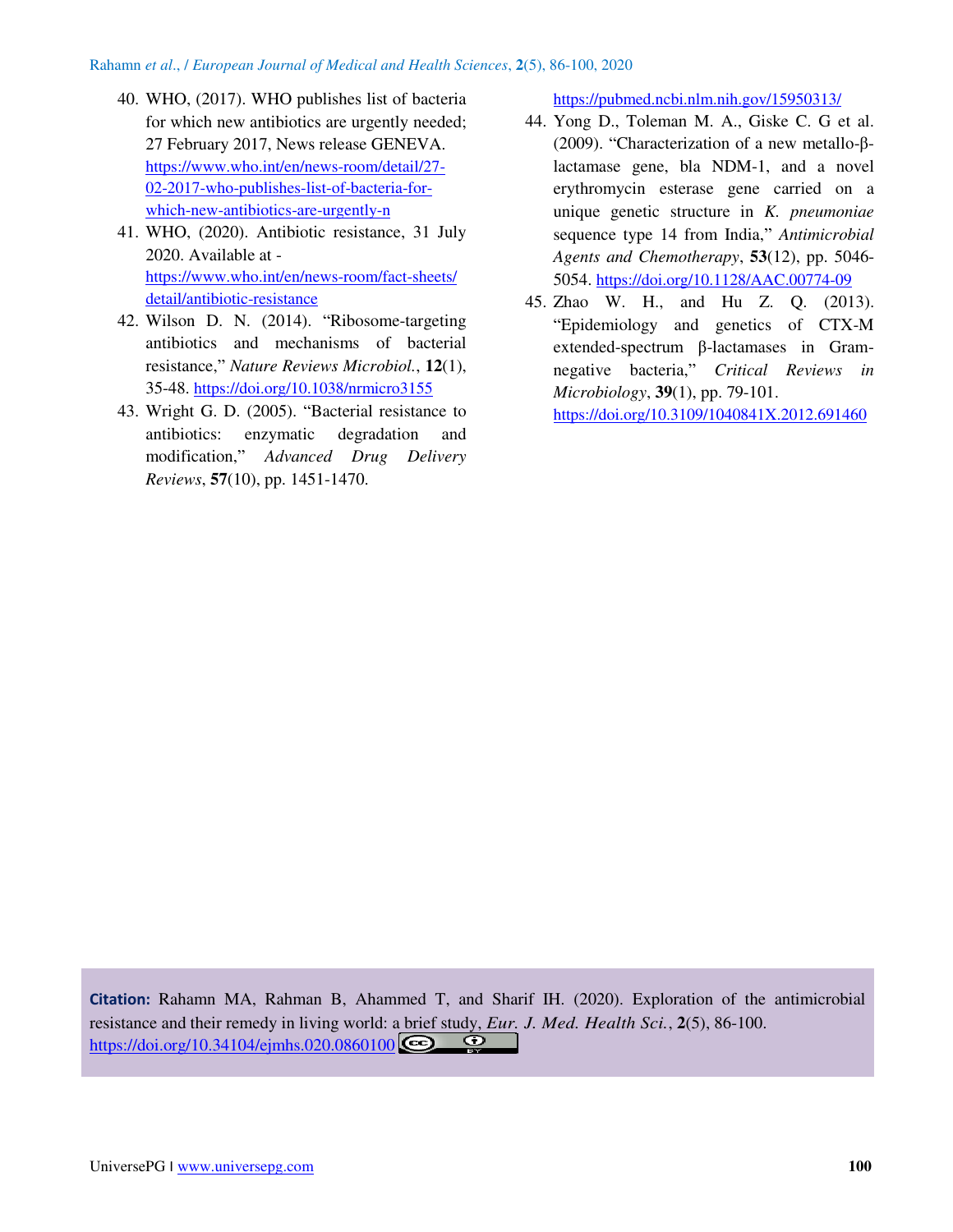40. WHO, (2017). WHO publishes list of bacteria for which new antibiotics are urgently needed; 27 February 2017, News release GENEVA. https://www.who.int/en/news-room/detail/27-02-2017-who-publishes-list-of-bacteria-for-which-new-antibiotics-are-urgently-n
41. WHO, (2020). Antibiotic resistance, 31 July 2020. Available at - https://www.who.int/en/news-room/fact-sheets/detail/antibiotic-resistance
42. Wilson D. N. (2014). "Ribosome-targeting antibiotics and mechanisms of bacterial resistance," *Nature Reviews Microbiol.*, **12**(1), 35-48. https://doi.org/10.1038/nrmicro3155
43. Wright G. D. (2005). "Bacterial resistance to antibiotics: enzymatic degradation and modification," *Advanced Drug Delivery Reviews*, **57**(10), pp. 1451-1470. https://pubmed.ncbi.nlm.nih.gov/15950313/
44. Yong D., Toleman M. A., Giske C. G et al. (2009). "Characterization of a new metallo-β-lactamase gene, bla NDM-1, and a novel erythromycin esterase gene carried on a unique genetic structure in *K. pneumoniae* sequence type 14 from India," *Antimicrobial Agents and Chemotherapy*, **53**(12), pp. 5046-5054. https://doi.org/10.1128/AAC.00774-09
45. Zhao W. H., and Hu Z. Q. (2013). "Epidemiology and genetics of CTX-M extended-spectrum β-lactamases in Gram-negative bacteria," *Critical Reviews in Microbiology*, **39**(1), pp. 79-101. https://doi.org/10.3109/1040841X.2012.691460

**Citation:** Rahamn MA, Rahman B, Ahammed T, and Sharif IH. (2020). Exploration of the antimicrobial resistance and their remedy in living world: a brief study, *Eur. J. Med. Health Sci.*, **2**(5), 86-100. https://doi.org/10.34104/ejmhs.020.0860100